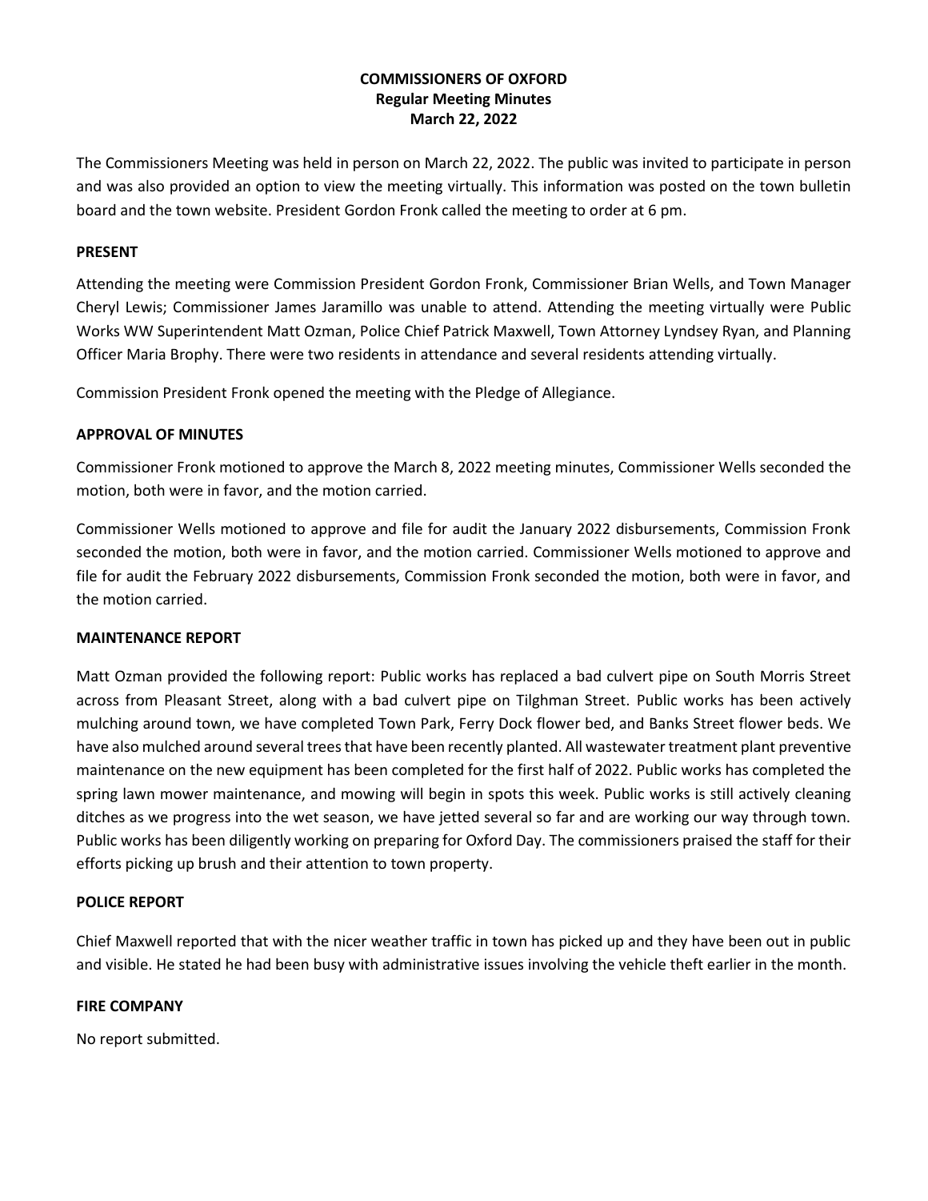**COMMISSIONERS OF OXFORD**
**Regular Meeting Minutes**
**March 22, 2022**

The Commissioners Meeting was held in person on March 22, 2022. The public was invited to participate in person and was also provided an option to view the meeting virtually. This information was posted on the town bulletin board and the town website. President Gordon Fronk called the meeting to order at 6 pm.

**PRESENT**

Attending the meeting were Commission President Gordon Fronk, Commissioner Brian Wells, and Town Manager Cheryl Lewis; Commissioner James Jaramillo was unable to attend. Attending the meeting virtually were Public Works WW Superintendent Matt Ozman, Police Chief Patrick Maxwell, Town Attorney Lyndsey Ryan, and Planning Officer Maria Brophy. There were two residents in attendance and several residents attending virtually.

Commission President Fronk opened the meeting with the Pledge of Allegiance.

**APPROVAL OF MINUTES**

Commissioner Fronk motioned to approve the March 8, 2022 meeting minutes, Commissioner Wells seconded the motion, both were in favor, and the motion carried.

Commissioner Wells motioned to approve and file for audit the January 2022 disbursements, Commission Fronk seconded the motion, both were in favor, and the motion carried. Commissioner Wells motioned to approve and file for audit the February 2022 disbursements, Commission Fronk seconded the motion, both were in favor, and the motion carried.

**MAINTENANCE REPORT**

Matt Ozman provided the following report: Public works has replaced a bad culvert pipe on South Morris Street across from Pleasant Street, along with a bad culvert pipe on Tilghman Street. Public works has been actively mulching around town, we have completed Town Park, Ferry Dock flower bed, and Banks Street flower beds. We have also mulched around several trees that have been recently planted. All wastewater treatment plant preventive maintenance on the new equipment has been completed for the first half of 2022. Public works has completed the spring lawn mower maintenance, and mowing will begin in spots this week. Public works is still actively cleaning ditches as we progress into the wet season, we have jetted several so far and are working our way through town. Public works has been diligently working on preparing for Oxford Day. The commissioners praised the staff for their efforts picking up brush and their attention to town property.

**POLICE REPORT**

Chief Maxwell reported that with the nicer weather traffic in town has picked up and they have been out in public and visible. He stated he had been busy with administrative issues involving the vehicle theft earlier in the month.

**FIRE COMPANY**

No report submitted.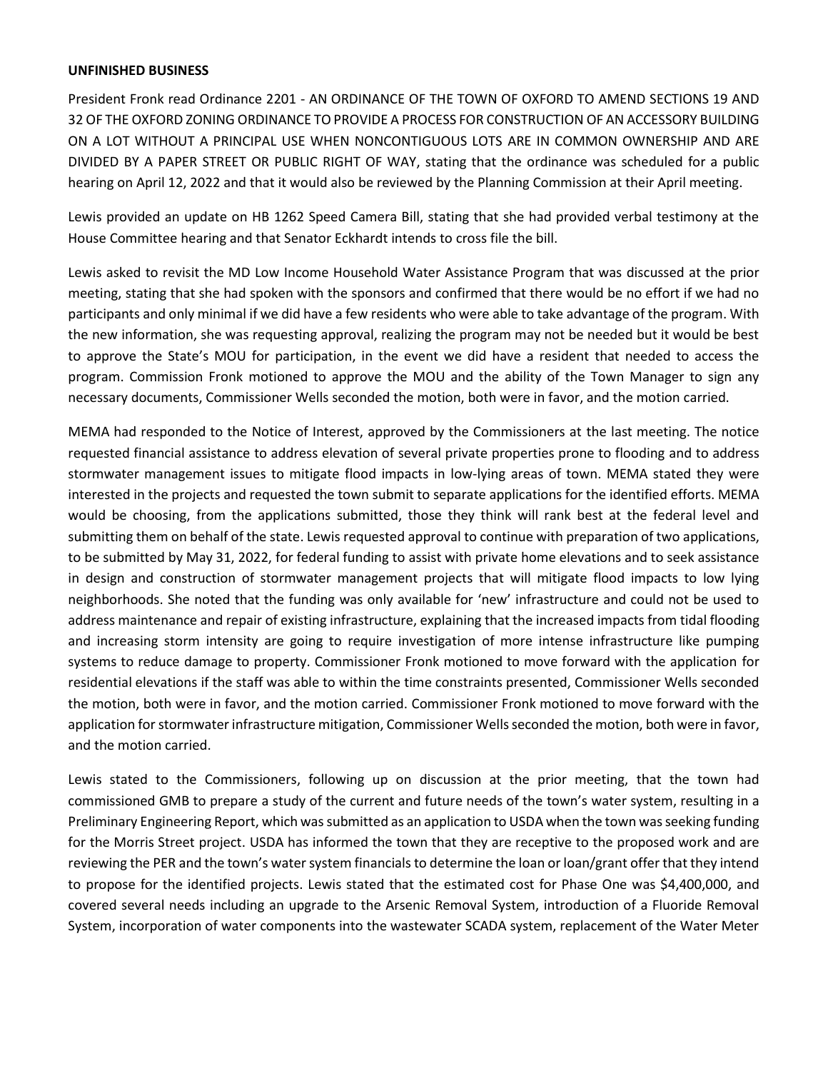**UNFINISHED BUSINESS**

President Fronk read Ordinance 2201 - AN ORDINANCE OF THE TOWN OF OXFORD TO AMEND SECTIONS 19 AND 32 OF THE OXFORD ZONING ORDINANCE TO PROVIDE A PROCESS FOR CONSTRUCTION OF AN ACCESSORY BUILDING ON A LOT WITHOUT A PRINCIPAL USE WHEN NONCONTIGUOUS LOTS ARE IN COMMON OWNERSHIP AND ARE DIVIDED BY A PAPER STREET OR PUBLIC RIGHT OF WAY, stating that the ordinance was scheduled for a public hearing on April 12, 2022 and that it would also be reviewed by the Planning Commission at their April meeting.

Lewis provided an update on HB 1262 Speed Camera Bill, stating that she had provided verbal testimony at the House Committee hearing and that Senator Eckhardt intends to cross file the bill.

Lewis asked to revisit the MD Low Income Household Water Assistance Program that was discussed at the prior meeting, stating that she had spoken with the sponsors and confirmed that there would be no effort if we had no participants and only minimal if we did have a few residents who were able to take advantage of the program. With the new information, she was requesting approval, realizing the program may not be needed but it would be best to approve the State's MOU for participation, in the event we did have a resident that needed to access the program. Commission Fronk motioned to approve the MOU and the ability of the Town Manager to sign any necessary documents, Commissioner Wells seconded the motion, both were in favor, and the motion carried.

MEMA had responded to the Notice of Interest, approved by the Commissioners at the last meeting. The notice requested financial assistance to address elevation of several private properties prone to flooding and to address stormwater management issues to mitigate flood impacts in low-lying areas of town. MEMA stated they were interested in the projects and requested the town submit to separate applications for the identified efforts. MEMA would be choosing, from the applications submitted, those they think will rank best at the federal level and submitting them on behalf of the state. Lewis requested approval to continue with preparation of two applications, to be submitted by May 31, 2022, for federal funding to assist with private home elevations and to seek assistance in design and construction of stormwater management projects that will mitigate flood impacts to low lying neighborhoods. She noted that the funding was only available for 'new' infrastructure and could not be used to address maintenance and repair of existing infrastructure, explaining that the increased impacts from tidal flooding and increasing storm intensity are going to require investigation of more intense infrastructure like pumping systems to reduce damage to property. Commissioner Fronk motioned to move forward with the application for residential elevations if the staff was able to within the time constraints presented, Commissioner Wells seconded the motion, both were in favor, and the motion carried. Commissioner Fronk motioned to move forward with the application for stormwater infrastructure mitigation, Commissioner Wells seconded the motion, both were in favor, and the motion carried.

Lewis stated to the Commissioners, following up on discussion at the prior meeting, that the town had commissioned GMB to prepare a study of the current and future needs of the town's water system, resulting in a Preliminary Engineering Report, which was submitted as an application to USDA when the town was seeking funding for the Morris Street project. USDA has informed the town that they are receptive to the proposed work and are reviewing the PER and the town's water system financials to determine the loan or loan/grant offer that they intend to propose for the identified projects. Lewis stated that the estimated cost for Phase One was $4,400,000, and covered several needs including an upgrade to the Arsenic Removal System, introduction of a Fluoride Removal System, incorporation of water components into the wastewater SCADA system, replacement of the Water Meter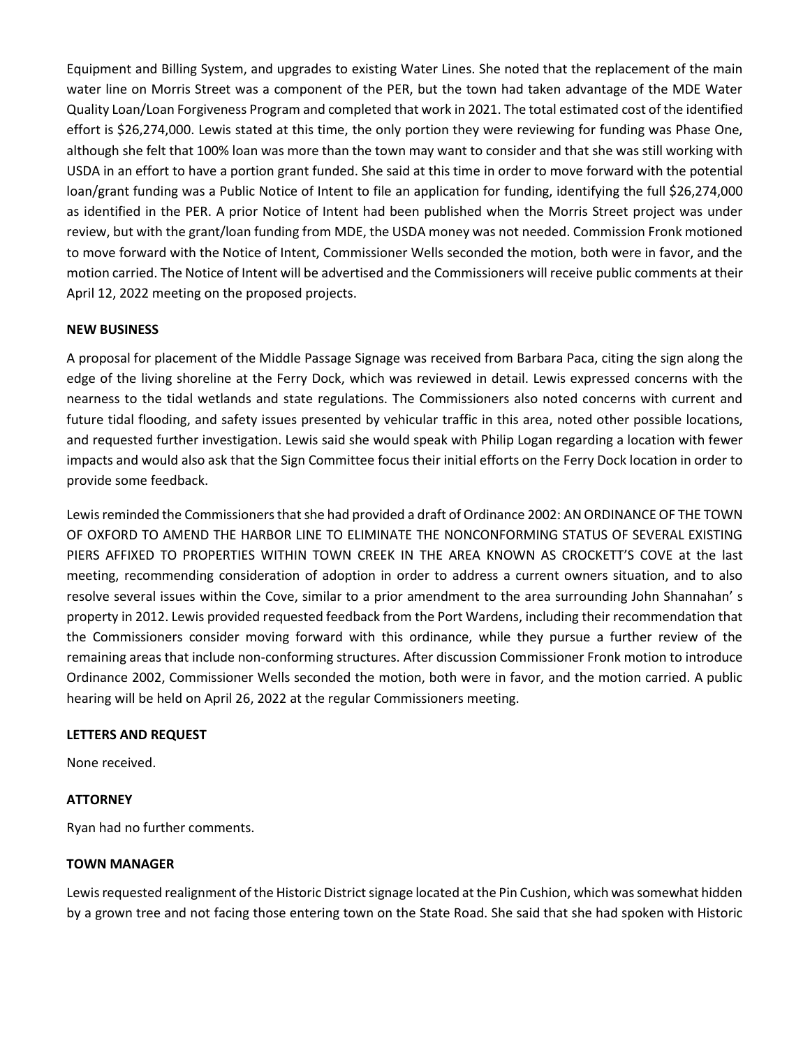Equipment and Billing System, and upgrades to existing Water Lines. She noted that the replacement of the main water line on Morris Street was a component of the PER, but the town had taken advantage of the MDE Water Quality Loan/Loan Forgiveness Program and completed that work in 2021. The total estimated cost of the identified effort is $26,274,000. Lewis stated at this time, the only portion they were reviewing for funding was Phase One, although she felt that 100% loan was more than the town may want to consider and that she was still working with USDA in an effort to have a portion grant funded. She said at this time in order to move forward with the potential loan/grant funding was a Public Notice of Intent to file an application for funding, identifying the full $26,274,000 as identified in the PER. A prior Notice of Intent had been published when the Morris Street project was under review, but with the grant/loan funding from MDE, the USDA money was not needed. Commission Fronk motioned to move forward with the Notice of Intent, Commissioner Wells seconded the motion, both were in favor, and the motion carried. The Notice of Intent will be advertised and the Commissioners will receive public comments at their April 12, 2022 meeting on the proposed projects.

**NEW BUSINESS**

A proposal for placement of the Middle Passage Signage was received from Barbara Paca, citing the sign along the edge of the living shoreline at the Ferry Dock, which was reviewed in detail. Lewis expressed concerns with the nearness to the tidal wetlands and state regulations. The Commissioners also noted concerns with current and future tidal flooding, and safety issues presented by vehicular traffic in this area, noted other possible locations, and requested further investigation. Lewis said she would speak with Philip Logan regarding a location with fewer impacts and would also ask that the Sign Committee focus their initial efforts on the Ferry Dock location in order to provide some feedback.

Lewis reminded the Commissioners that she had provided a draft of Ordinance 2002: AN ORDINANCE OF THE TOWN OF OXFORD TO AMEND THE HARBOR LINE TO ELIMINATE THE NONCONFORMING STATUS OF SEVERAL EXISTING PIERS AFFIXED TO PROPERTIES WITHIN TOWN CREEK IN THE AREA KNOWN AS CROCKETT'S COVE at the last meeting, recommending consideration of adoption in order to address a current owners situation, and to also resolve several issues within the Cove, similar to a prior amendment to the area surrounding John Shannahan' s property in 2012. Lewis provided requested feedback from the Port Wardens, including their recommendation that the Commissioners consider moving forward with this ordinance, while they pursue a further review of the remaining areas that include non-conforming structures. After discussion Commissioner Fronk motion to introduce Ordinance 2002, Commissioner Wells seconded the motion, both were in favor, and the motion carried. A public hearing will be held on April 26, 2022 at the regular Commissioners meeting.

**LETTERS AND REQUEST**

None received.

**ATTORNEY**

Ryan had no further comments.

**TOWN MANAGER**

Lewis requested realignment of the Historic District signage located at the Pin Cushion, which was somewhat hidden by a grown tree and not facing those entering town on the State Road. She said that she had spoken with Historic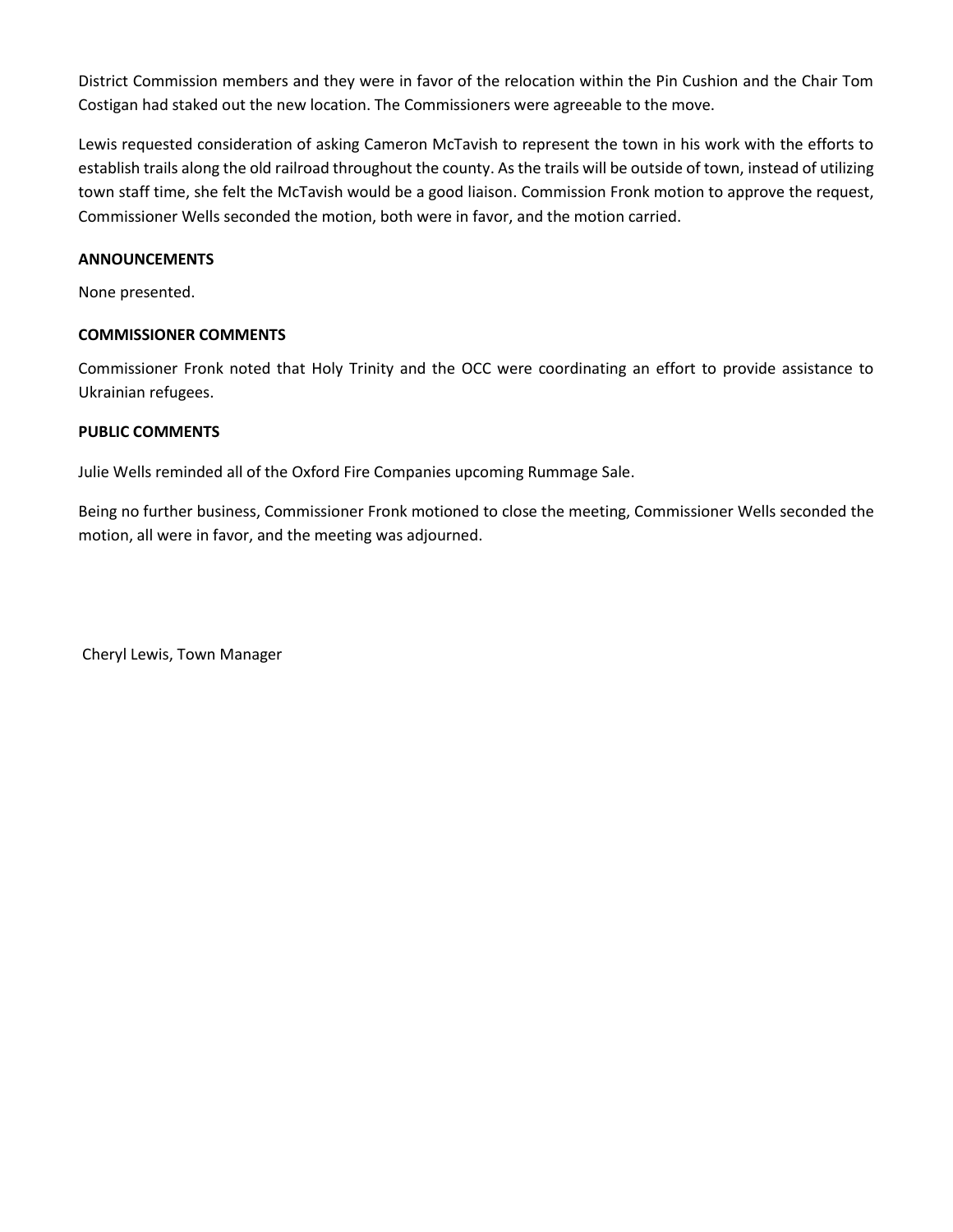District Commission members and they were in favor of the relocation within the Pin Cushion and the Chair Tom Costigan had staked out the new location. The Commissioners were agreeable to the move.

Lewis requested consideration of asking Cameron McTavish to represent the town in his work with the efforts to establish trails along the old railroad throughout the county. As the trails will be outside of town, instead of utilizing town staff time, she felt the McTavish would be a good liaison. Commission Fronk motion to approve the request, Commissioner Wells seconded the motion, both were in favor, and the motion carried.

**ANNOUNCEMENTS**

None presented.

**COMMISSIONER COMMENTS**

Commissioner Fronk noted that Holy Trinity and the OCC were coordinating an effort to provide assistance to Ukrainian refugees.

**PUBLIC COMMENTS**

Julie Wells reminded all of the Oxford Fire Companies upcoming Rummage Sale.

Being no further business, Commissioner Fronk motioned to close the meeting, Commissioner Wells seconded the motion, all were in favor, and the meeting was adjourned.

Cheryl Lewis, Town Manager